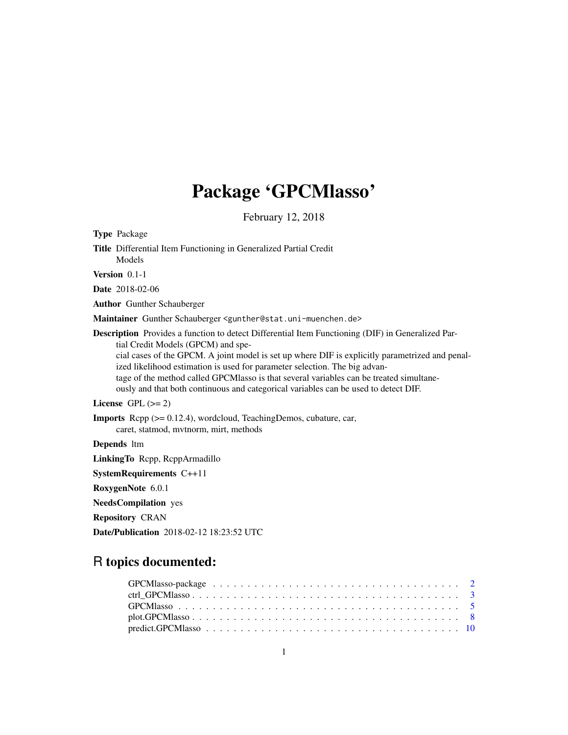# Package 'GPCMlasso'

February 12, 2018

**Type** Package

**Title** Differential Item Functioning in Generalized Partial Credit Models

**Version** 0.1-1

**Date** 2018-02-06

**Author** Gunther Schauberger

**Maintainer** Gunther Schauberger <gunther@stat.uni-muenchen.de>

**Description** Provides a function to detect Differential Item Functioning (DIF) in Generalized Partial Credit Models (GPCM) and special cases of the GPCM. A joint model is set up where DIF is explicitly parametrized and penalized likelihood estimation is used for parameter selection. The big advantage of the method called GPCMlasso is that several variables can be treated simultaneously and that both continuous and categorical variables can be used to detect DIF.

**License** GPL (>= 2)

**Imports** Rcpp (>= 0.12.4), wordcloud, TeachingDemos, cubature, car, caret, statmod, mvtnorm, mirt, methods

**Depends** ltm

**LinkingTo** Rcpp, RcppArmadillo

**SystemRequirements** C++11

**RoxygenNote** 6.0.1

**NeedsCompilation** yes

**Repository** CRAN

**Date/Publication** 2018-02-12 18:23:52 UTC

## R topics documented:

GPCMlasso-package . . . . . . . . . . . . . . . . . . . . . . . . . . . . . . . . . . . 2
ctrl_GPCMlasso . . . . . . . . . . . . . . . . . . . . . . . . . . . . . . . . . . . . . 3
GPCMlasso . . . . . . . . . . . . . . . . . . . . . . . . . . . . . . . . . . . . . . . 5
plot.GPCMlasso . . . . . . . . . . . . . . . . . . . . . . . . . . . . . . . . . . . . . 8
predict.GPCMlasso . . . . . . . . . . . . . . . . . . . . . . . . . . . . . . . . . . . 10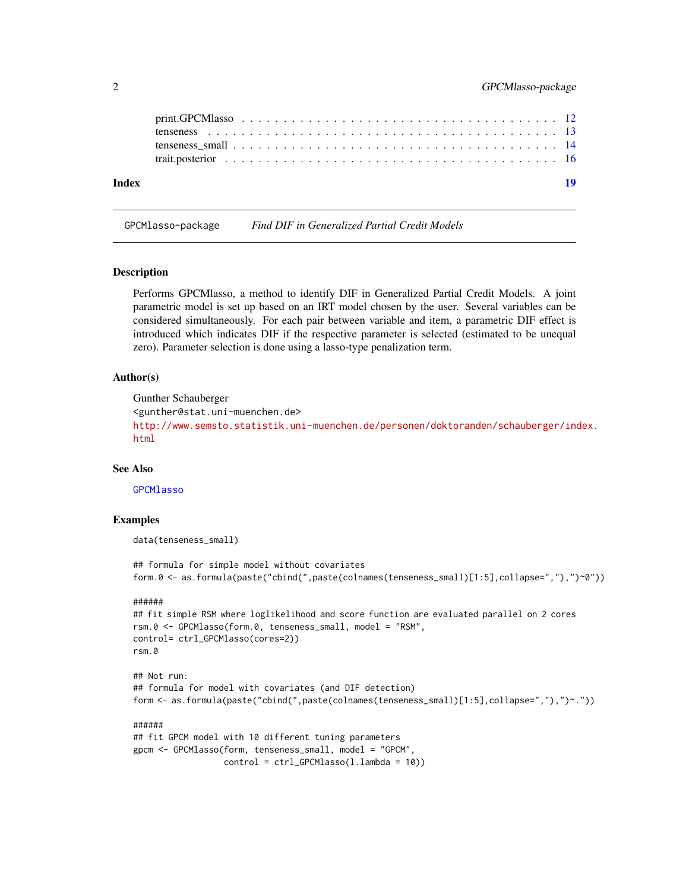print.GPCMlasso . . . . . . . . . . . . . . . . . . . . . . . . . . . . . . . . . . . . 12
tenseness . . . . . . . . . . . . . . . . . . . . . . . . . . . . . . . . . . . . . . . 13
tenseness_small . . . . . . . . . . . . . . . . . . . . . . . . . . . . . . . . . . . . . 14
trait.posterior . . . . . . . . . . . . . . . . . . . . . . . . . . . . . . . . . . . . . 16

**Index** **19**

---

## GPCMlasso-package *Find DIF in Generalized Partial Credit Models*

---

### Description

Performs GPCMlasso, a method to identify DIF in Generalized Partial Credit Models. A joint parametric model is set up based on an IRT model chosen by the user. Several variables can be considered simultaneously. For each pair between variable and item, a parametric DIF effect is introduced which indicates DIF if the respective parameter is selected (estimated to be unequal zero). Parameter selection is done using a lasso-type penalization term.

### Author(s)

Gunther Schauberger
<gunther@stat.uni-muenchen.de>
http://www.semsto.statistik.uni-muenchen.de/personen/doktoranden/schauberger/index.html

### See Also

GPCMlasso

### Examples

```
data(tenseness_small)

## formula for simple model without covariates
form.0 <- as.formula(paste("cbind(",paste(colnames(tenseness_small)[1:5],collapse=","),")~0"))

######
## fit simple RSM where loglikelihood and score function are evaluated parallel on 2 cores
rsm.0 <- GPCMlasso(form.0, tenseness_small, model = "RSM",
control= ctrl_GPCMlasso(cores=2))
rsm.0

## Not run:
## formula for model with covariates (and DIF detection)
form <- as.formula(paste("cbind(",paste(colnames(tenseness_small)[1:5],collapse=","),")~."))

######
## fit GPCM model with 10 different tuning parameters
gpcm <- GPCMlasso(form, tenseness_small, model = "GPCM",
                  control = ctrl_GPCMlasso(l.lambda = 10))
```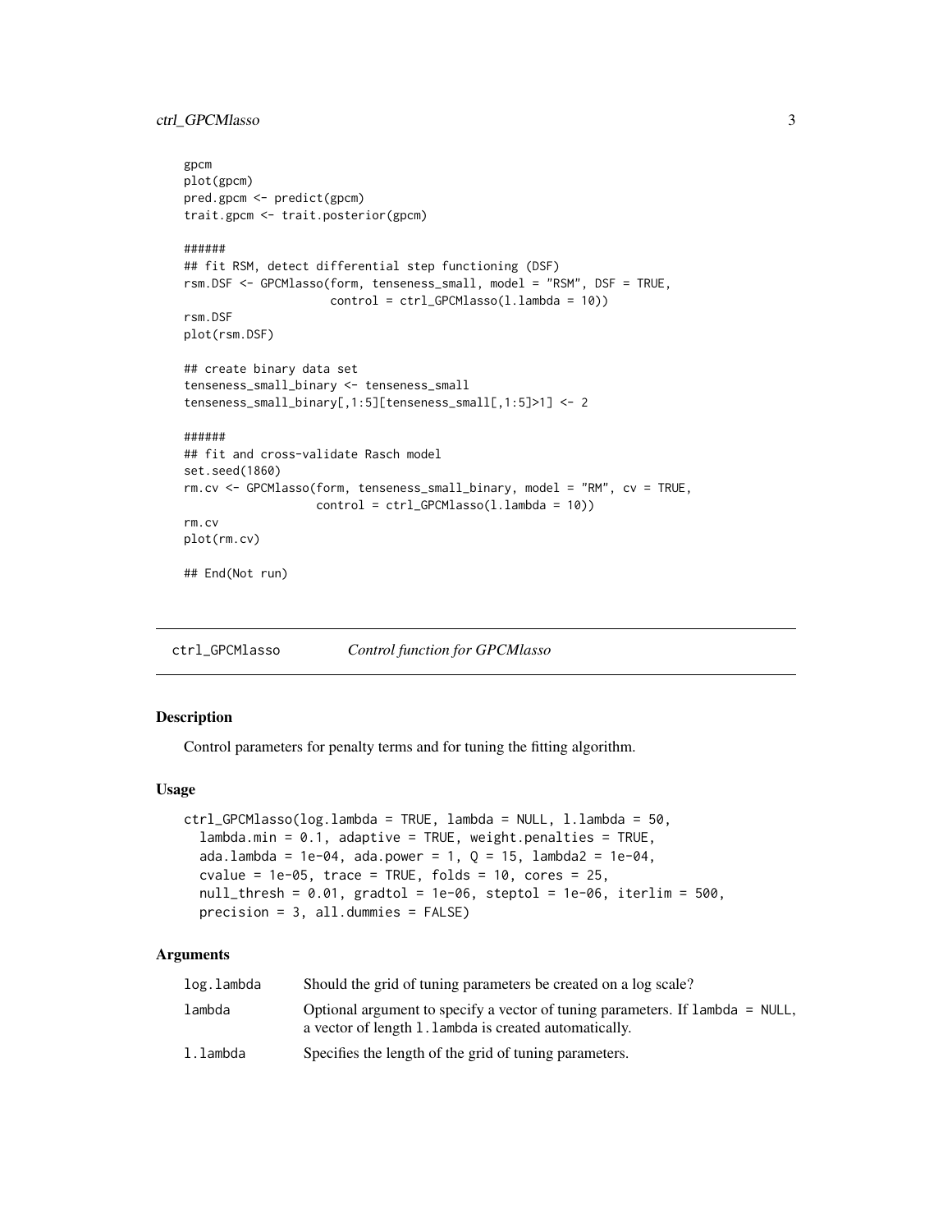```
gpcm
plot(gpcm)
pred.gpcm <- predict(gpcm)
trait.gpcm <- trait.posterior(gpcm)

######
## fit RSM, detect differential step functioning (DSF)
rsm.DSF <- GPCMlasso(form, tenseness_small, model = "RSM", DSF = TRUE,
                     control = ctrl_GPCMlasso(l.lambda = 10))
rsm.DSF
plot(rsm.DSF)

## create binary data set
tenseness_small_binary <- tenseness_small
tenseness_small_binary[,1:5][tenseness_small[,1:5]>1] <- 2

######
## fit and cross-validate Rasch model
set.seed(1860)
rm.cv <- GPCMlasso(form, tenseness_small_binary, model = "RM", cv = TRUE,
                   control = ctrl_GPCMlasso(l.lambda = 10))
rm.cv
plot(rm.cv)

## End(Not run)
```

## ctrl_GPCMlasso    *Control function for GPCMlasso*

### Description

Control parameters for penalty terms and for tuning the fitting algorithm.

### Usage

```
ctrl_GPCMlasso(log.lambda = TRUE, lambda = NULL, l.lambda = 50,
  lambda.min = 0.1, adaptive = TRUE, weight.penalties = TRUE,
  ada.lambda = 1e-04, ada.power = 1, Q = 15, lambda2 = 1e-04,
  cvalue = 1e-05, trace = TRUE, folds = 10, cores = 25,
  null_thresh = 0.01, gradtol = 1e-06, steptol = 1e-06, iterlim = 500,
  precision = 3, all.dummies = FALSE)
```

### Arguments

| | |
|---|---|
| `log.lambda` | Should the grid of tuning parameters be created on a log scale? |
| `lambda` | Optional argument to specify a vector of tuning parameters. If `lambda = NULL`, a vector of length `l.lambda` is created automatically. |
| `l.lambda` | Specifies the length of the grid of tuning parameters. |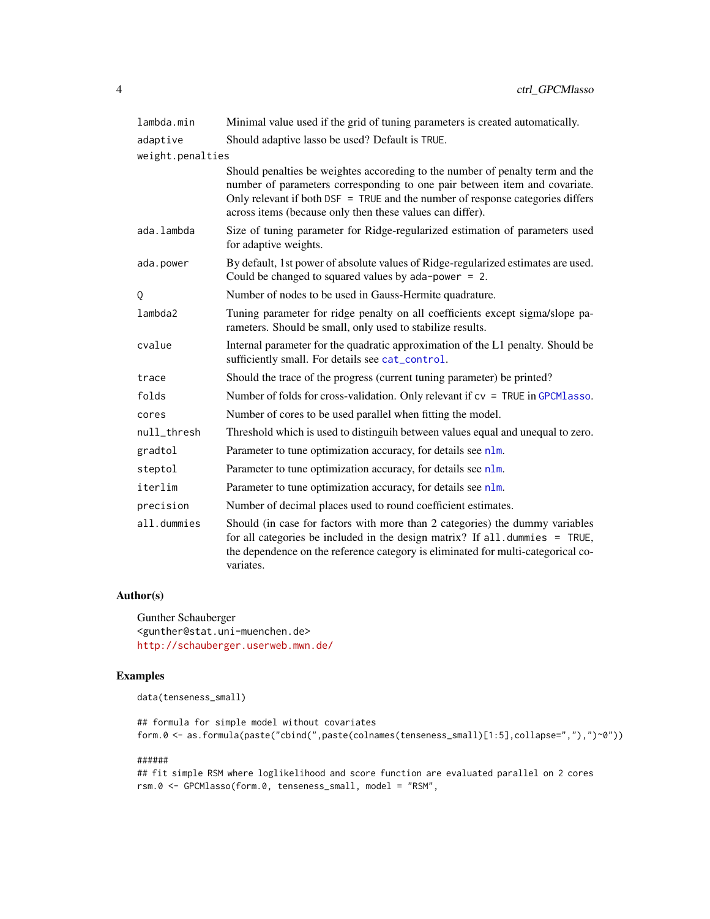| | |
|---|---|
| `lambda.min` | Minimal value used if the grid of tuning parameters is created automatically. |
| `adaptive` | Should adaptive lasso be used? Default is `TRUE`. |
| `weight.penalties` | Should penalties be weightes accoreding to the number of penalty term and the number of parameters corresponding to one pair between item and covariate. Only relevant if both `DSF = TRUE` and the number of response categories differs across items (because only then these values can differ). |
| `ada.lambda` | Size of tuning parameter for Ridge-regularized estimation of parameters used for adaptive weights. |
| `ada.power` | By default, 1st power of absolute values of Ridge-regularized estimates are used. Could be changed to squared values by `ada-power = 2`. |
| `Q` | Number of nodes to be used in Gauss-Hermite quadrature. |
| `lambda2` | Tuning parameter for ridge penalty on all coefficients except sigma/slope parameters. Should be small, only used to stabilize results. |
| `cvalue` | Internal parameter for the quadratic approximation of the L1 penalty. Should be sufficiently small. For details see `cat_control`. |
| `trace` | Should the trace of the progress (current tuning parameter) be printed? |
| `folds` | Number of folds for cross-validation. Only relevant if `cv = TRUE` in `GPCMlasso`. |
| `cores` | Number of cores to be used parallel when fitting the model. |
| `null_thresh` | Threshold which is used to distinguih between values equal and unequal to zero. |
| `gradtol` | Parameter to tune optimization accuracy, for details see `nlm`. |
| `steptol` | Parameter to tune optimization accuracy, for details see `nlm`. |
| `iterlim` | Parameter to tune optimization accuracy, for details see `nlm`. |
| `precision` | Number of decimal places used to round coefficient estimates. |
| `all.dummies` | Should (in case for factors with more than 2 categories) the dummy variables for all categories be included in the design matrix? If `all.dummies = TRUE`, the dependence on the reference category is eliminated for multi-categorical covariates. |

## Author(s)

Gunther Schauberger
<gunther@stat.uni-muenchen.de>
http://schauberger.userweb.mwn.de/

## Examples

```
data(tenseness_small)

## formula for simple model without covariates
form.0 <- as.formula(paste("cbind(",paste(colnames(tenseness_small)[1:5],collapse=","),")~0"))

######
## fit simple RSM where loglikelihood and score function are evaluated parallel on 2 cores
rsm.0 <- GPCMlasso(form.0, tenseness_small, model = "RSM",
```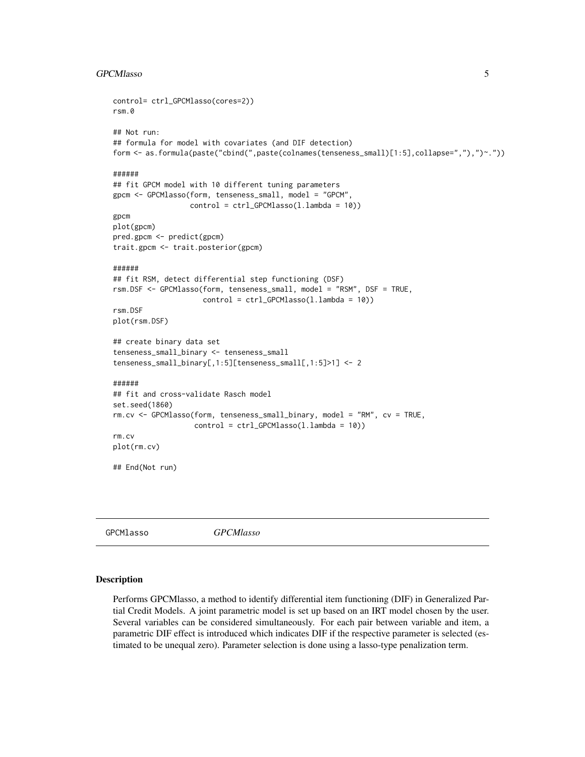```
control= ctrl_GPCMlasso(cores=2))
rsm.0

## Not run:
## formula for model with covariates (and DIF detection)
form <- as.formula(paste("cbind(",paste(colnames(tenseness_small)[1:5],collapse=","),")~."))

######
## fit GPCM model with 10 different tuning parameters
gpcm <- GPCMlasso(form, tenseness_small, model = "GPCM",
                  control = ctrl_GPCMlasso(l.lambda = 10))
gpcm
plot(gpcm)
pred.gpcm <- predict(gpcm)
trait.gpcm <- trait.posterior(gpcm)

######
## fit RSM, detect differential step functioning (DSF)
rsm.DSF <- GPCMlasso(form, tenseness_small, model = "RSM", DSF = TRUE,
                     control = ctrl_GPCMlasso(l.lambda = 10))
rsm.DSF
plot(rsm.DSF)

## create binary data set
tenseness_small_binary <- tenseness_small
tenseness_small_binary[,1:5][tenseness_small[,1:5]>1] <- 2

######
## fit and cross-validate Rasch model
set.seed(1860)
rm.cv <- GPCMlasso(form, tenseness_small_binary, model = "RM", cv = TRUE,
                   control = ctrl_GPCMlasso(l.lambda = 10))
rm.cv
plot(rm.cv)

## End(Not run)
```

---

`GPCMlasso` *GPCMlasso*

---

## Description

Performs GPCMlasso, a method to identify differential item functioning (DIF) in Generalized Partial Credit Models. A joint parametric model is set up based on an IRT model chosen by the user. Several variables can be considered simultaneously. For each pair between variable and item, a parametric DIF effect is introduced which indicates DIF if the respective parameter is selected (estimated to be unequal zero). Parameter selection is done using a lasso-type penalization term.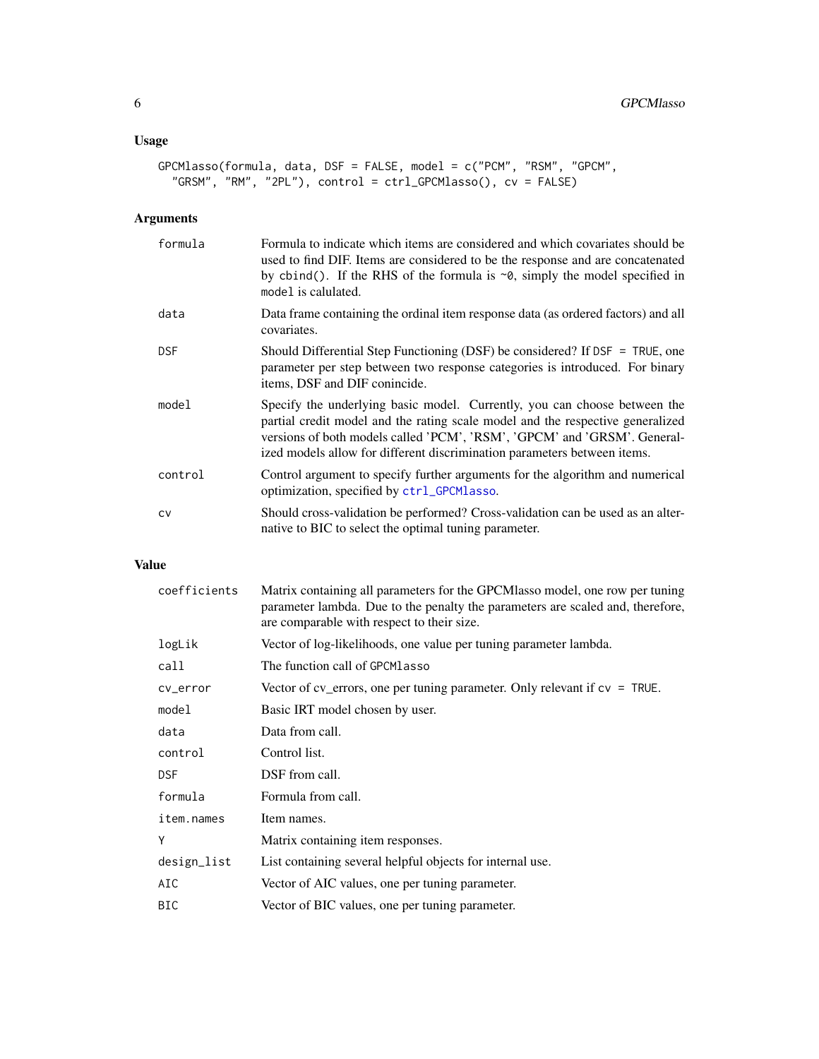## Usage

```
GPCMlasso(formula, data, DSF = FALSE, model = c("PCM", "RSM", "GPCM",
  "GRSM", "RM", "2PL"), control = ctrl_GPCMlasso(), cv = FALSE)
```

## Arguments

| | |
|---|---|
| formula | Formula to indicate which items are considered and which covariates should be used to find DIF. Items are considered to be the response and are concatenated by `cbind()`. If the RHS of the formula is `~0`, simply the model specified in `model` is calulated. |
| data | Data frame containing the ordinal item response data (as ordered factors) and all covariates. |
| DSF | Should Differential Step Functioning (DSF) be considered? If `DSF = TRUE`, one parameter per step between two response categories is introduced. For binary items, DSF and DIF conincide. |
| model | Specify the underlying basic model. Currently, you can choose between the partial credit model and the rating scale model and the respective generalized versions of both models called 'PCM', 'RSM', 'GPCM' and 'GRSM'. Generalized models allow for different discrimination parameters between items. |
| control | Control argument to specify further arguments for the algorithm and numerical optimization, specified by `ctrl_GPCMlasso`. |
| cv | Should cross-validation be performed? Cross-validation can be used as an alternative to BIC to select the optimal tuning parameter. |

## Value

| | |
|---|---|
| coefficients | Matrix containing all parameters for the GPCMlasso model, one row per tuning parameter lambda. Due to the penalty the parameters are scaled and, therefore, are comparable with respect to their size. |
| logLik | Vector of log-likelihoods, one value per tuning parameter lambda. |
| call | The function call of `GPCMlasso` |
| cv_error | Vector of cv_errors, one per tuning parameter. Only relevant if `cv = TRUE`. |
| model | Basic IRT model chosen by user. |
| data | Data from call. |
| control | Control list. |
| DSF | DSF from call. |
| formula | Formula from call. |
| item.names | Item names. |
| Y | Matrix containing item responses. |
| design_list | List containing several helpful objects for internal use. |
| AIC | Vector of AIC values, one per tuning parameter. |
| BIC | Vector of BIC values, one per tuning parameter. |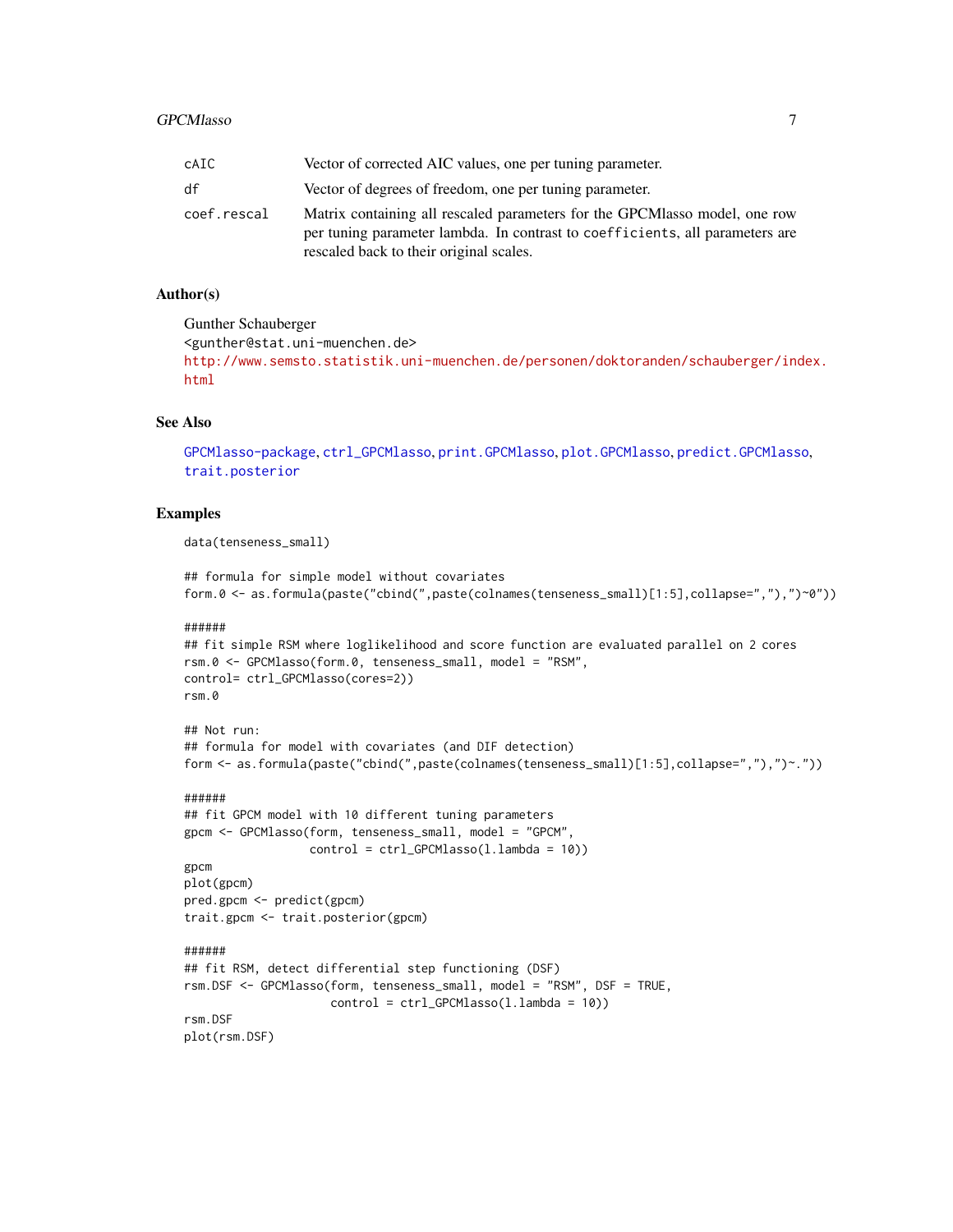| | |
|---|---|
| cAIC | Vector of corrected AIC values, one per tuning parameter. |
| df | Vector of degrees of freedom, one per tuning parameter. |
| coef.rescal | Matrix containing all rescaled parameters for the GPCMlasso model, one row per tuning parameter lambda. In contrast to coefficients, all parameters are rescaled back to their original scales. |

## Author(s)

Gunther Schauberger
<gunther@stat.uni-muenchen.de>
http://www.semsto.statistik.uni-muenchen.de/personen/doktoranden/schauberger/index.html

## See Also

GPCMlasso-package, ctrl_GPCMlasso, print.GPCMlasso, plot.GPCMlasso, predict.GPCMlasso, trait.posterior

## Examples

```
data(tenseness_small)

## formula for simple model without covariates
form.0 <- as.formula(paste("cbind(",paste(colnames(tenseness_small)[1:5],collapse=","),")~0"))

######
## fit simple RSM where loglikelihood and score function are evaluated parallel on 2 cores
rsm.0 <- GPCMlasso(form.0, tenseness_small, model = "RSM",
control= ctrl_GPCMlasso(cores=2))
rsm.0

## Not run:
## formula for model with covariates (and DIF detection)
form <- as.formula(paste("cbind(",paste(colnames(tenseness_small)[1:5],collapse=","),")~."))

######
## fit GPCM model with 10 different tuning parameters
gpcm <- GPCMlasso(form, tenseness_small, model = "GPCM",
                  control = ctrl_GPCMlasso(l.lambda = 10))
gpcm
plot(gpcm)
pred.gpcm <- predict(gpcm)
trait.gpcm <- trait.posterior(gpcm)

######
## fit RSM, detect differential step functioning (DSF)
rsm.DSF <- GPCMlasso(form, tenseness_small, model = "RSM", DSF = TRUE,
                     control = ctrl_GPCMlasso(l.lambda = 10))
rsm.DSF
plot(rsm.DSF)
```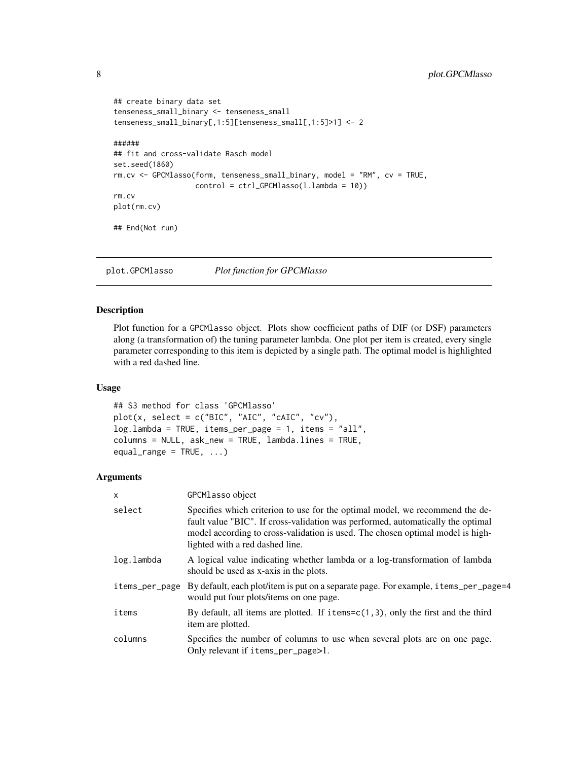```
## create binary data set
tenseness_small_binary <- tenseness_small
tenseness_small_binary[,1:5][tenseness_small[,1:5]>1] <- 2

######
## fit and cross-validate Rasch model
set.seed(1860)
rm.cv <- GPCMlasso(form, tenseness_small_binary, model = "RM", cv = TRUE,
                   control = ctrl_GPCMlasso(l.lambda = 10))
rm.cv
plot(rm.cv)

## End(Not run)
```

## plot.GPCMlasso — *Plot function for GPCMlasso*

### Description

Plot function for a GPCMlasso object. Plots show coefficient paths of DIF (or DSF) parameters along (a transformation of) the tuning parameter lambda. One plot per item is created, every single parameter corresponding to this item is depicted by a single path. The optimal model is highlighted with a red dashed line.

### Usage

```
## S3 method for class 'GPCMlasso'
plot(x, select = c("BIC", "AIC", "cAIC", "cv"),
log.lambda = TRUE, items_per_page = 1, items = "all",
columns = NULL, ask_new = TRUE, lambda.lines = TRUE,
equal_range = TRUE, ...)
```

### Arguments

| | |
|---|---|
| x | GPCMlasso object |
| select | Specifies which criterion to use for the optimal model, we recommend the default value "BIC". If cross-validation was performed, automatically the optimal model according to cross-validation is used. The chosen optimal model is highlighted with a red dashed line. |
| log.lambda | A logical value indicating whether lambda or a log-transformation of lambda should be used as x-axis in the plots. |
| items_per_page | By default, each plot/item is put on a separate page. For example, items_per_page=4 would put four plots/items on one page. |
| items | By default, all items are plotted. If items=c(1,3), only the first and the third item are plotted. |
| columns | Specifies the number of columns to use when several plots are on one page. Only relevant if items_per_page>1. |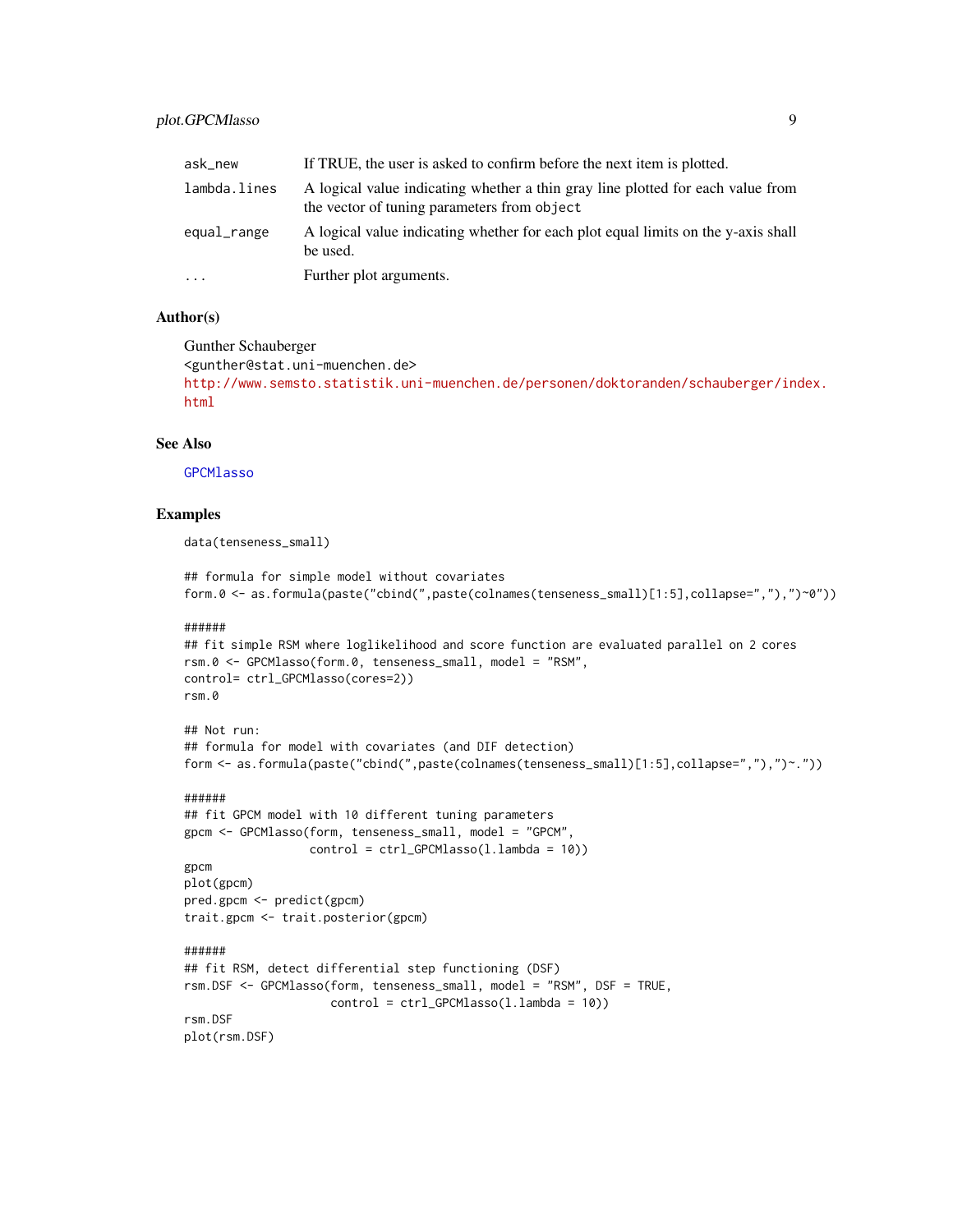| | |
|---|---|
| `ask_new` | If TRUE, the user is asked to confirm before the next item is plotted. |
| `lambda.lines` | A logical value indicating whether a thin gray line plotted for each value from the vector of tuning parameters from `object` |
| `equal_range` | A logical value indicating whether for each plot equal limits on the y-axis shall be used. |
| `...` | Further plot arguments. |

## Author(s)

Gunther Schauberger
<gunther@stat.uni-muenchen.de>
http://www.semsto.statistik.uni-muenchen.de/personen/doktoranden/schauberger/index.html

## See Also

GPCMlasso

## Examples

```
data(tenseness_small)

## formula for simple model without covariates
form.0 <- as.formula(paste("cbind(",paste(colnames(tenseness_small)[1:5],collapse=","),")~0"))

######
## fit simple RSM where loglikelihood and score function are evaluated parallel on 2 cores
rsm.0 <- GPCMlasso(form.0, tenseness_small, model = "RSM",
control= ctrl_GPCMlasso(cores=2))
rsm.0

## Not run:
## formula for model with covariates (and DIF detection)
form <- as.formula(paste("cbind(",paste(colnames(tenseness_small)[1:5],collapse=","),")~."))

######
## fit GPCM model with 10 different tuning parameters
gpcm <- GPCMlasso(form, tenseness_small, model = "GPCM",
                  control = ctrl_GPCMlasso(l.lambda = 10))
gpcm
plot(gpcm)
pred.gpcm <- predict(gpcm)
trait.gpcm <- trait.posterior(gpcm)

######
## fit RSM, detect differential step functioning (DSF)
rsm.DSF <- GPCMlasso(form, tenseness_small, model = "RSM", DSF = TRUE,
                     control = ctrl_GPCMlasso(l.lambda = 10))
rsm.DSF
plot(rsm.DSF)
```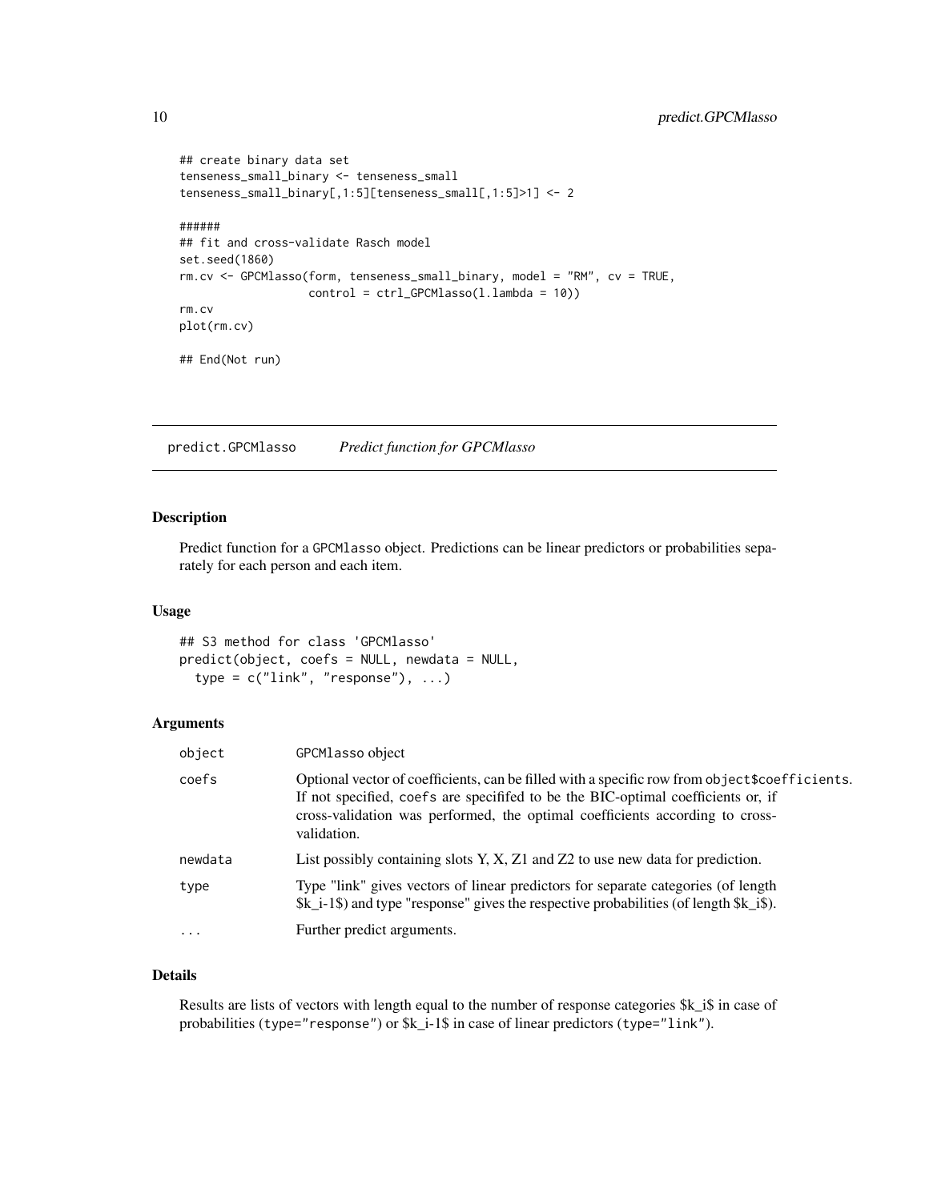```
## create binary data set
tenseness_small_binary <- tenseness_small
tenseness_small_binary[,1:5][tenseness_small[,1:5]>1] <- 2

######
## fit and cross-validate Rasch model
set.seed(1860)
rm.cv <- GPCMlasso(form, tenseness_small_binary, model = "RM", cv = TRUE,
                   control = ctrl_GPCMlasso(l.lambda = 10))
rm.cv
plot(rm.cv)

## End(Not run)
```

## predict.GPCMlasso    *Predict function for GPCMlasso*

### Description

Predict function for a GPCMlasso object. Predictions can be linear predictors or probabilities separately for each person and each item.

### Usage

```
## S3 method for class 'GPCMlasso'
predict(object, coefs = NULL, newdata = NULL,
  type = c("link", "response"), ...)
```

### Arguments

| | |
|---|---|
| object | GPCMlasso object |
| coefs | Optional vector of coefficients, can be filled with a specific row from object$coefficients. If not specified, coefs are specifed to be the BIC-optimal coefficients or, if cross-validation was performed, the optimal coefficients according to cross-validation. |
| newdata | List possibly containing slots Y, X, Z1 and Z2 to use new data for prediction. |
| type | Type "link" gives vectors of linear predictors for separate categories (of length $k_i-1$) and type "response" gives the respective probabilities (of length $k_i$). |
| ... | Further predict arguments. |

### Details

Results are lists of vectors with length equal to the number of response categories $k_i$ in case of probabilities (type="response") or $k_i-1$ in case of linear predictors (type="link").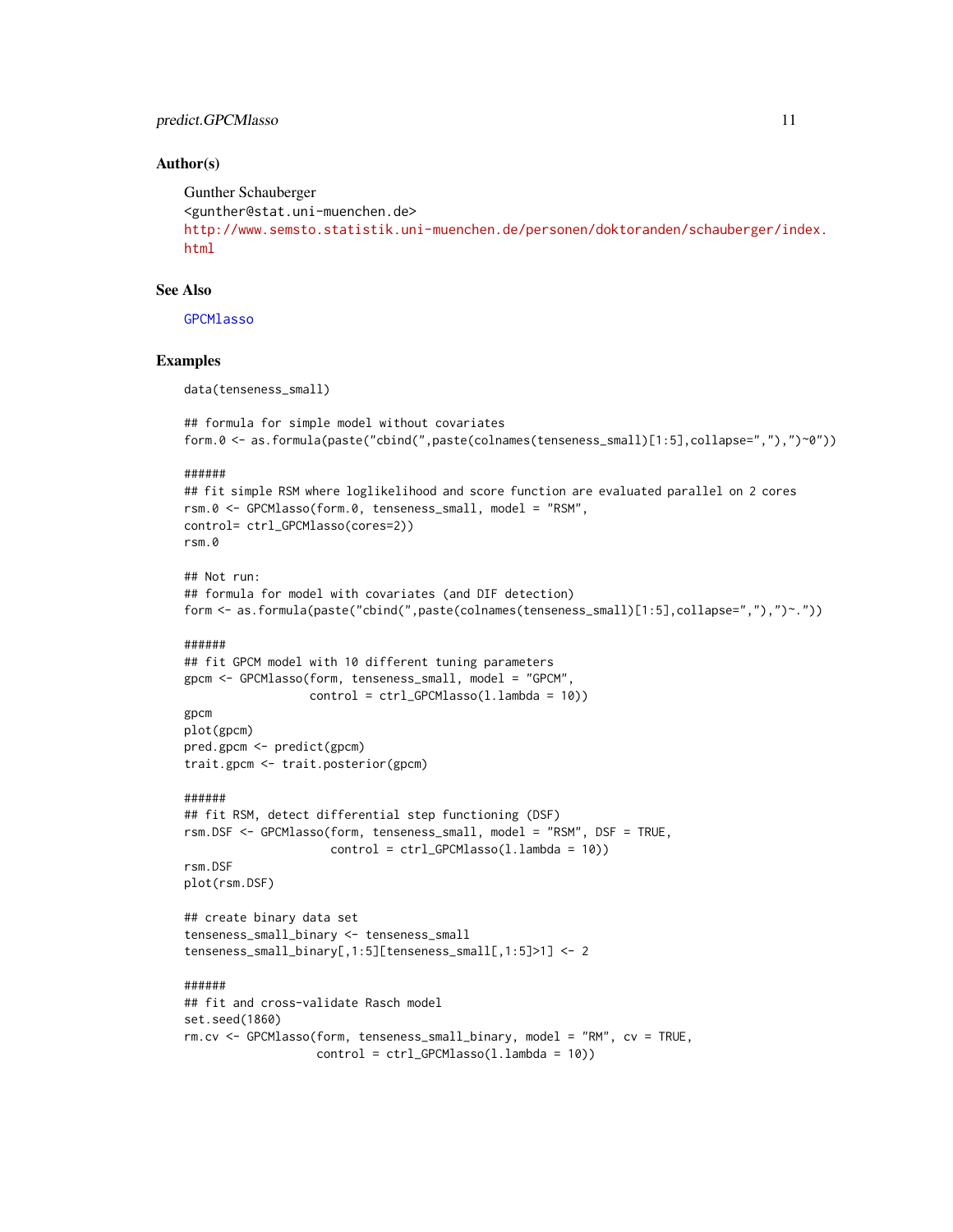### Author(s)

Gunther Schauberger
<gunther@stat.uni-muenchen.de>
http://www.semsto.statistik.uni-muenchen.de/personen/doktoranden/schauberger/index.html

### See Also

GPCMlasso

### Examples

```
data(tenseness_small)

## formula for simple model without covariates
form.0 <- as.formula(paste("cbind(",paste(colnames(tenseness_small)[1:5],collapse=","),")~0"))

######
## fit simple RSM where loglikelihood and score function are evaluated parallel on 2 cores
rsm.0 <- GPCMlasso(form.0, tenseness_small, model = "RSM",
control= ctrl_GPCMlasso(cores=2))
rsm.0

## Not run:
## formula for model with covariates (and DIF detection)
form <- as.formula(paste("cbind(",paste(colnames(tenseness_small)[1:5],collapse=","),")~."))

######
## fit GPCM model with 10 different tuning parameters
gpcm <- GPCMlasso(form, tenseness_small, model = "GPCM",
                  control = ctrl_GPCMlasso(l.lambda = 10))
gpcm
plot(gpcm)
pred.gpcm <- predict(gpcm)
trait.gpcm <- trait.posterior(gpcm)

######
## fit RSM, detect differential step functioning (DSF)
rsm.DSF <- GPCMlasso(form, tenseness_small, model = "RSM", DSF = TRUE,
                     control = ctrl_GPCMlasso(l.lambda = 10))
rsm.DSF
plot(rsm.DSF)

## create binary data set
tenseness_small_binary <- tenseness_small
tenseness_small_binary[,1:5][tenseness_small[,1:5]>1] <- 2

######
## fit and cross-validate Rasch model
set.seed(1860)
rm.cv <- GPCMlasso(form, tenseness_small_binary, model = "RM", cv = TRUE,
                   control = ctrl_GPCMlasso(l.lambda = 10))
```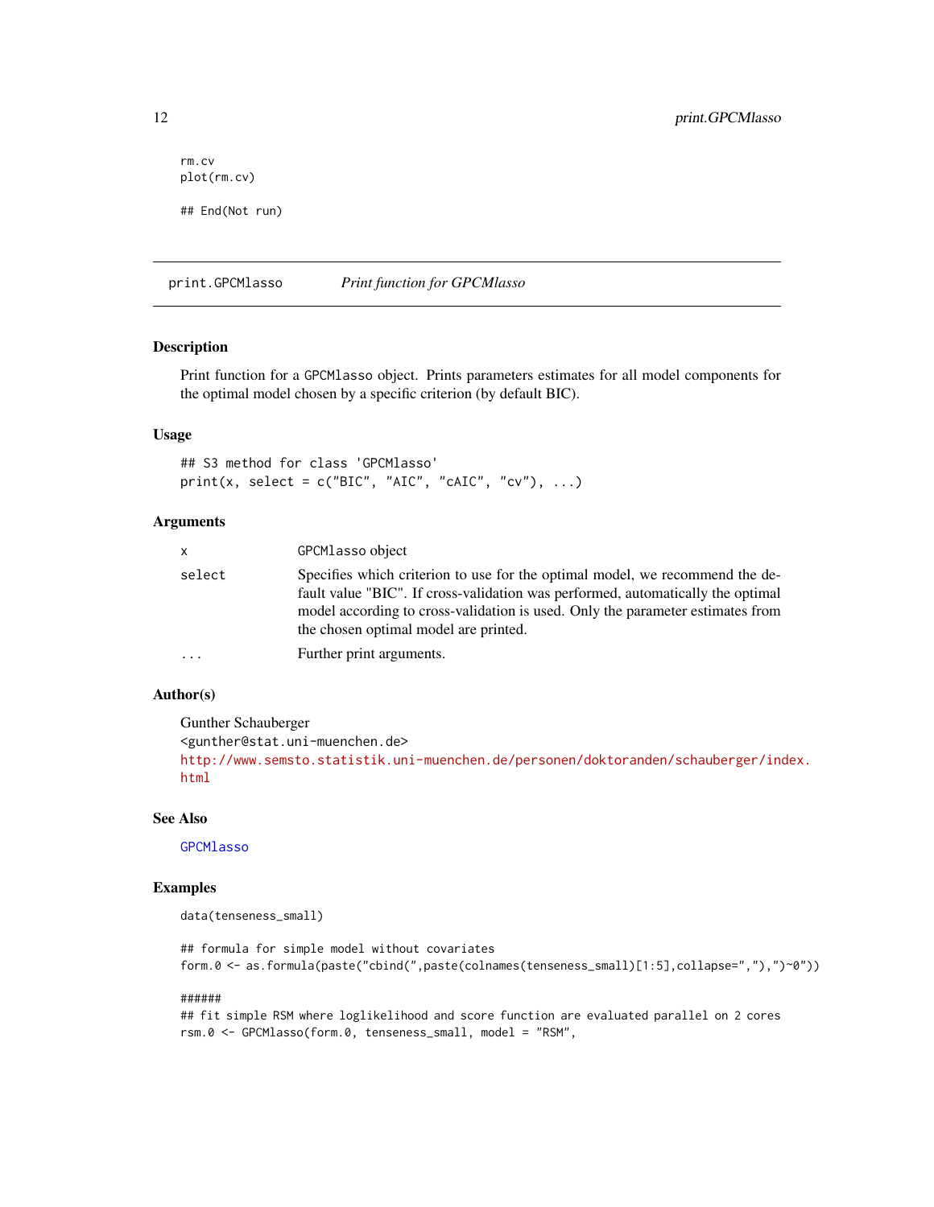```
rm.cv
plot(rm.cv)

## End(Not run)
```

## print.GPCMlasso *Print function for GPCMlasso*

### Description

Print function for a GPCMlasso object. Prints parameters estimates for all model components for the optimal model chosen by a specific criterion (by default BIC).

### Usage

```
## S3 method for class 'GPCMlasso'
print(x, select = c("BIC", "AIC", "cAIC", "cv"), ...)
```

### Arguments

| | |
|---|---|
| x | GPCMlasso object |
| select | Specifies which criterion to use for the optimal model, we recommend the default value "BIC". If cross-validation was performed, automatically the optimal model according to cross-validation is used. Only the parameter estimates from the chosen optimal model are printed. |
| ... | Further print arguments. |

### Author(s)

Gunther Schauberger
<gunther@stat.uni-muenchen.de>
http://www.semsto.statistik.uni-muenchen.de/personen/doktoranden/schauberger/index.html

### See Also

GPCMlasso

### Examples

```
data(tenseness_small)

## formula for simple model without covariates
form.0 <- as.formula(paste("cbind(",paste(colnames(tenseness_small)[1:5],collapse=","),")~0"))

######
## fit simple RSM where loglikelihood and score function are evaluated parallel on 2 cores
rsm.0 <- GPCMlasso(form.0, tenseness_small, model = "RSM",
```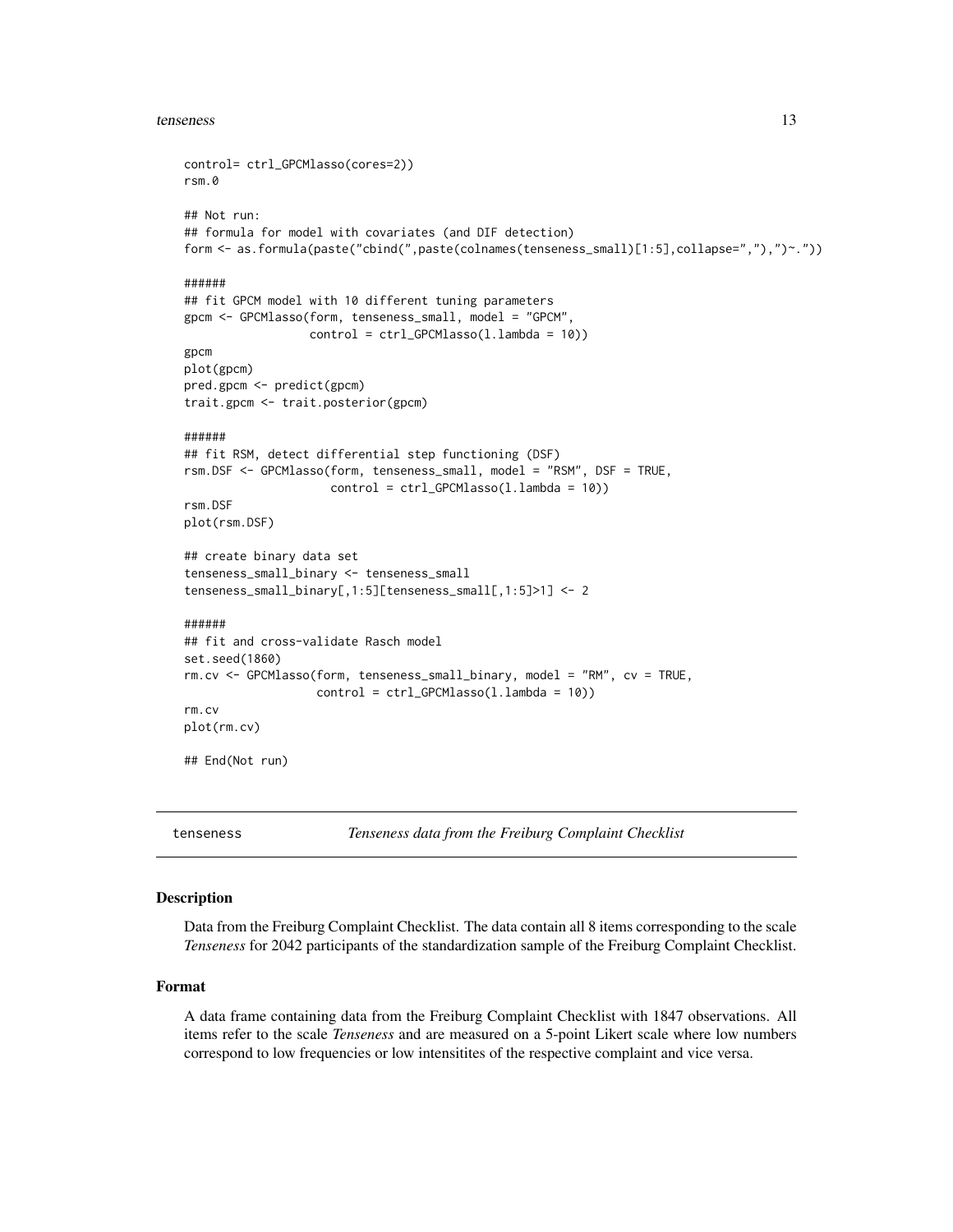```
control= ctrl_GPCMlasso(cores=2))
rsm.0

## Not run:
## formula for model with covariates (and DIF detection)
form <- as.formula(paste("cbind(",paste(colnames(tenseness_small)[1:5],collapse=","),")~."))

######
## fit GPCM model with 10 different tuning parameters
gpcm <- GPCMlasso(form, tenseness_small, model = "GPCM",
                  control = ctrl_GPCMlasso(l.lambda = 10))
gpcm
plot(gpcm)
pred.gpcm <- predict(gpcm)
trait.gpcm <- trait.posterior(gpcm)

######
## fit RSM, detect differential step functioning (DSF)
rsm.DSF <- GPCMlasso(form, tenseness_small, model = "RSM", DSF = TRUE,
                     control = ctrl_GPCMlasso(l.lambda = 10))
rsm.DSF
plot(rsm.DSF)

## create binary data set
tenseness_small_binary <- tenseness_small
tenseness_small_binary[,1:5][tenseness_small[,1:5]>1] <- 2

######
## fit and cross-validate Rasch model
set.seed(1860)
rm.cv <- GPCMlasso(form, tenseness_small_binary, model = "RM", cv = TRUE,
                   control = ctrl_GPCMlasso(l.lambda = 10))
rm.cv
plot(rm.cv)

## End(Not run)
```

## tenseness *Tenseness data from the Freiburg Complaint Checklist*

### Description

Data from the Freiburg Complaint Checklist. The data contain all 8 items corresponding to the scale *Tenseness* for 2042 participants of the standardization sample of the Freiburg Complaint Checklist.

### Format

A data frame containing data from the Freiburg Complaint Checklist with 1847 observations. All items refer to the scale *Tenseness* and are measured on a 5-point Likert scale where low numbers correspond to low frequencies or low intensitites of the respective complaint and vice versa.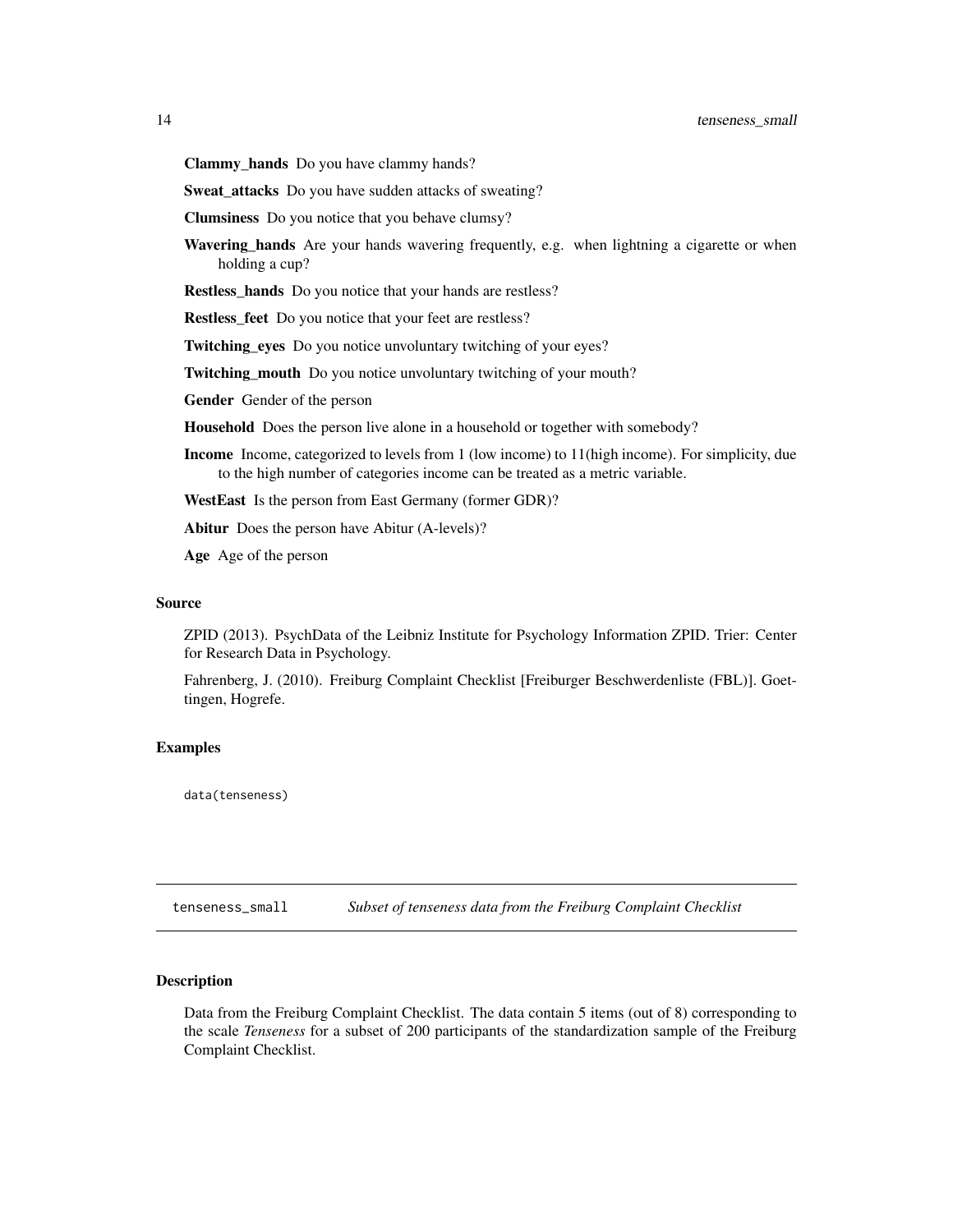**Clammy_hands** Do you have clammy hands?

**Sweat_attacks** Do you have sudden attacks of sweating?

**Clumsiness** Do you notice that you behave clumsy?

**Wavering_hands** Are your hands wavering frequently, e.g. when lightning a cigarette or when holding a cup?

**Restless_hands** Do you notice that your hands are restless?

**Restless_feet** Do you notice that your feet are restless?

**Twitching_eyes** Do you notice unvoluntary twitching of your eyes?

**Twitching_mouth** Do you notice unvoluntary twitching of your mouth?

**Gender** Gender of the person

**Household** Does the person live alone in a household or together with somebody?

**Income** Income, categorized to levels from 1 (low income) to 11(high income). For simplicity, due to the high number of categories income can be treated as a metric variable.

**WestEast** Is the person from East Germany (former GDR)?

**Abitur** Does the person have Abitur (A-levels)?

**Age** Age of the person

### Source

ZPID (2013). PsychData of the Leibniz Institute for Psychology Information ZPID. Trier: Center for Research Data in Psychology.

Fahrenberg, J. (2010). Freiburg Complaint Checklist [Freiburger Beschwerdenliste (FBL)]. Goettingen, Hogrefe.

### Examples

```
data(tenseness)
```

---

## tenseness_small *Subset of tenseness data from the Freiburg Complaint Checklist*

### Description

Data from the Freiburg Complaint Checklist. The data contain 5 items (out of 8) corresponding to the scale *Tenseness* for a subset of 200 participants of the standardization sample of the Freiburg Complaint Checklist.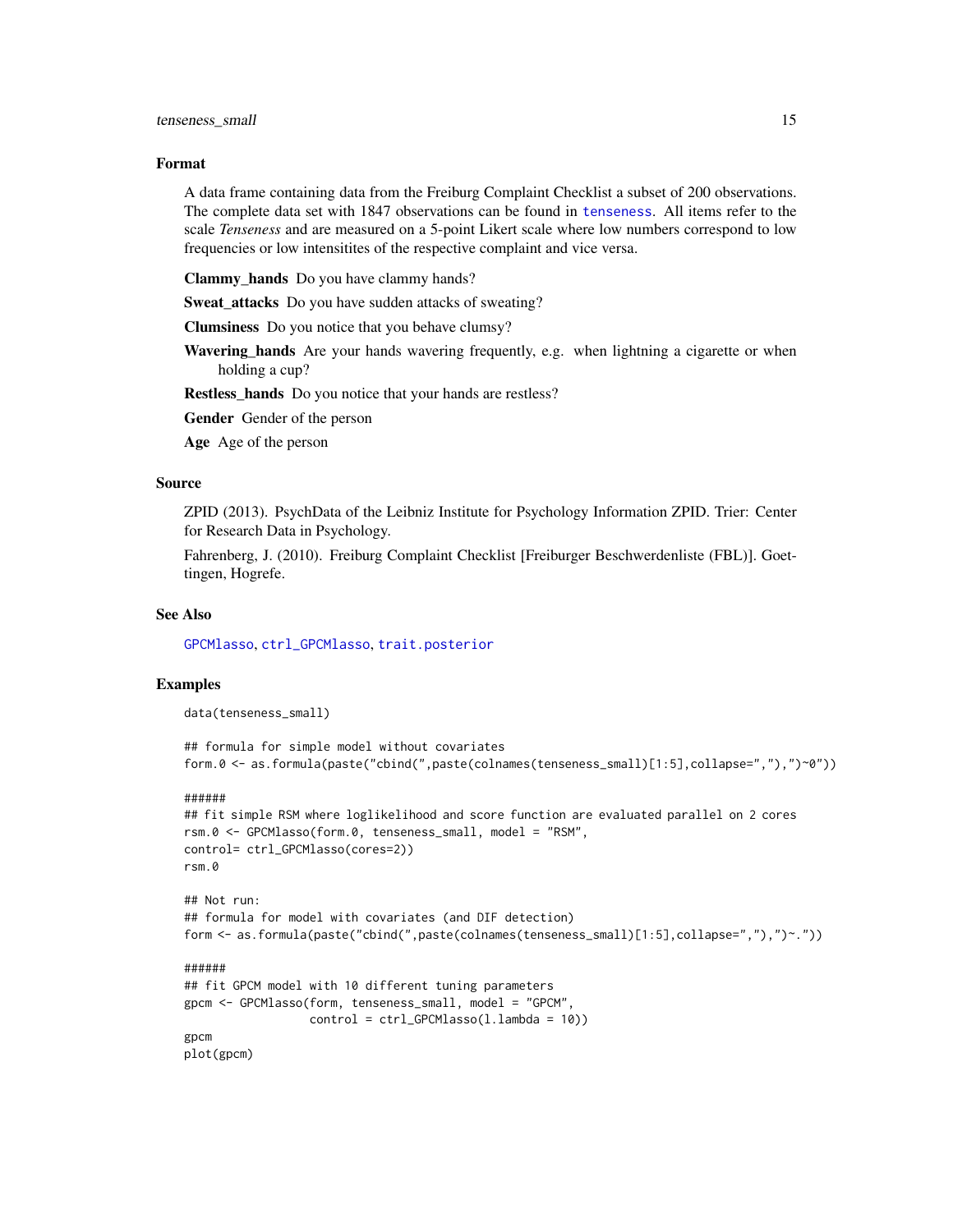### Format

A data frame containing data from the Freiburg Complaint Checklist a subset of 200 observations. The complete data set with 1847 observations can be found in tenseness. All items refer to the scale *Tenseness* and are measured on a 5-point Likert scale where low numbers correspond to low frequencies or low intensitites of the respective complaint and vice versa.

**Clammy_hands** Do you have clammy hands?

**Sweat_attacks** Do you have sudden attacks of sweating?

**Clumsiness** Do you notice that you behave clumsy?

**Wavering_hands** Are your hands wavering frequently, e.g. when lightning a cigarette or when holding a cup?

**Restless_hands** Do you notice that your hands are restless?

**Gender** Gender of the person

**Age** Age of the person

### Source

ZPID (2013). PsychData of the Leibniz Institute for Psychology Information ZPID. Trier: Center for Research Data in Psychology.

Fahrenberg, J. (2010). Freiburg Complaint Checklist [Freiburger Beschwerdenliste (FBL)]. Goettingen, Hogrefe.

### See Also

GPCMlasso, ctrl_GPCMlasso, trait.posterior

### Examples

```
data(tenseness_small)

## formula for simple model without covariates
form.0 <- as.formula(paste("cbind(",paste(colnames(tenseness_small)[1:5],collapse=","),")~0"))

######
## fit simple RSM where loglikelihood and score function are evaluated parallel on 2 cores
rsm.0 <- GPCMlasso(form.0, tenseness_small, model = "RSM",
control= ctrl_GPCMlasso(cores=2))
rsm.0

## Not run:
## formula for model with covariates (and DIF detection)
form <- as.formula(paste("cbind(",paste(colnames(tenseness_small)[1:5],collapse=","),")~."))

######
## fit GPCM model with 10 different tuning parameters
gpcm <- GPCMlasso(form, tenseness_small, model = "GPCM",
                  control = ctrl_GPCMlasso(l.lambda = 10))
gpcm
plot(gpcm)
```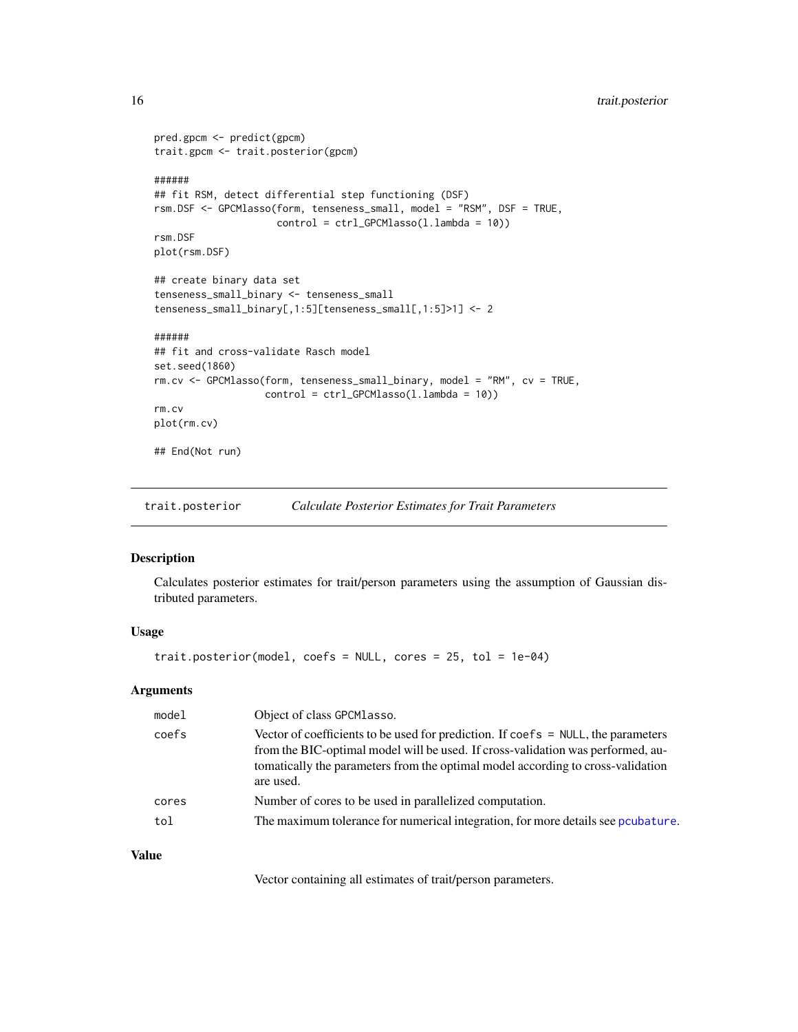```
pred.gpcm <- predict(gpcm)
trait.gpcm <- trait.posterior(gpcm)

######
## fit RSM, detect differential step functioning (DSF)
rsm.DSF <- GPCMlasso(form, tenseness_small, model = "RSM", DSF = TRUE,
                     control = ctrl_GPCMlasso(l.lambda = 10))
rsm.DSF
plot(rsm.DSF)

## create binary data set
tenseness_small_binary <- tenseness_small
tenseness_small_binary[,1:5][tenseness_small[,1:5]>1] <- 2

######
## fit and cross-validate Rasch model
set.seed(1860)
rm.cv <- GPCMlasso(form, tenseness_small_binary, model = "RM", cv = TRUE,
                   control = ctrl_GPCMlasso(l.lambda = 10))
rm.cv
plot(rm.cv)

## End(Not run)
```

## trait.posterior — *Calculate Posterior Estimates for Trait Parameters*

### Description

Calculates posterior estimates for trait/person parameters using the assumption of Gaussian distributed parameters.

### Usage

```
trait.posterior(model, coefs = NULL, cores = 25, tol = 1e-04)
```

### Arguments

| | |
|---|---|
| model | Object of class GPCMlasso. |
| coefs | Vector of coefficients to be used for prediction. If coefs = NULL, the parameters from the BIC-optimal model will be used. If cross-validation was performed, automatically the parameters from the optimal model according to cross-validation are used. |
| cores | Number of cores to be used in parallelized computation. |
| tol | The maximum tolerance for numerical integration, for more details see pcubature. |

### Value

Vector containing all estimates of trait/person parameters.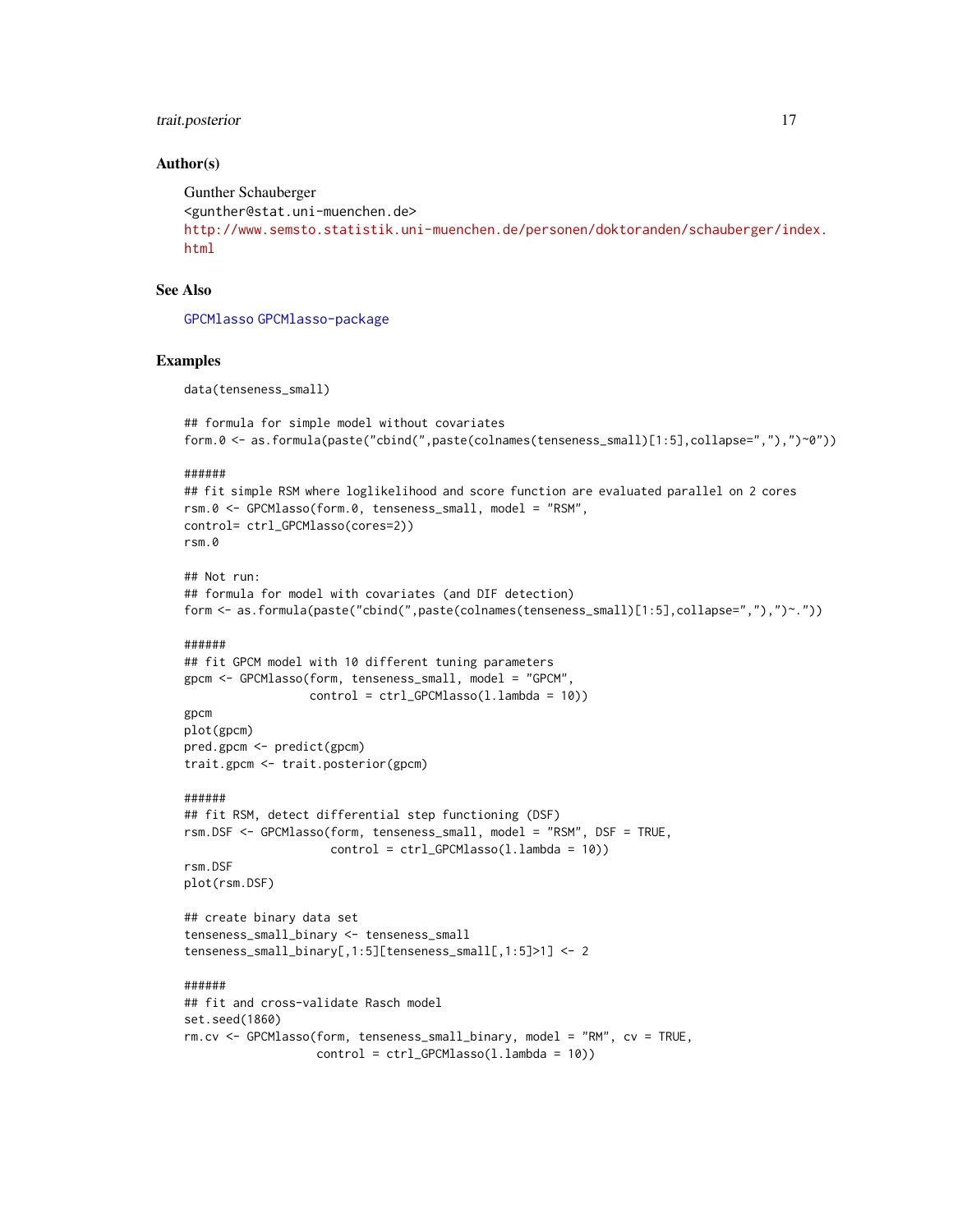## Author(s)

Gunther Schauberger
<gunther@stat.uni-muenchen.de>
http://www.semsto.statistik.uni-muenchen.de/personen/doktoranden/schauberger/index.html

## See Also

GPCMlasso GPCMlasso-package

## Examples

```
data(tenseness_small)

## formula for simple model without covariates
form.0 <- as.formula(paste("cbind(",paste(colnames(tenseness_small)[1:5],collapse=","),")~0"))

######
## fit simple RSM where loglikelihood and score function are evaluated parallel on 2 cores
rsm.0 <- GPCMlasso(form.0, tenseness_small, model = "RSM",
control= ctrl_GPCMlasso(cores=2))
rsm.0

## Not run:
## formula for model with covariates (and DIF detection)
form <- as.formula(paste("cbind(",paste(colnames(tenseness_small)[1:5],collapse=","),")~."))

######
## fit GPCM model with 10 different tuning parameters
gpcm <- GPCMlasso(form, tenseness_small, model = "GPCM",
                  control = ctrl_GPCMlasso(l.lambda = 10))
gpcm
plot(gpcm)
pred.gpcm <- predict(gpcm)
trait.gpcm <- trait.posterior(gpcm)

######
## fit RSM, detect differential step functioning (DSF)
rsm.DSF <- GPCMlasso(form, tenseness_small, model = "RSM", DSF = TRUE,
                     control = ctrl_GPCMlasso(l.lambda = 10))
rsm.DSF
plot(rsm.DSF)

## create binary data set
tenseness_small_binary <- tenseness_small
tenseness_small_binary[,1:5][tenseness_small[,1:5]>1] <- 2

######
## fit and cross-validate Rasch model
set.seed(1860)
rm.cv <- GPCMlasso(form, tenseness_small_binary, model = "RM", cv = TRUE,
                   control = ctrl_GPCMlasso(l.lambda = 10))
```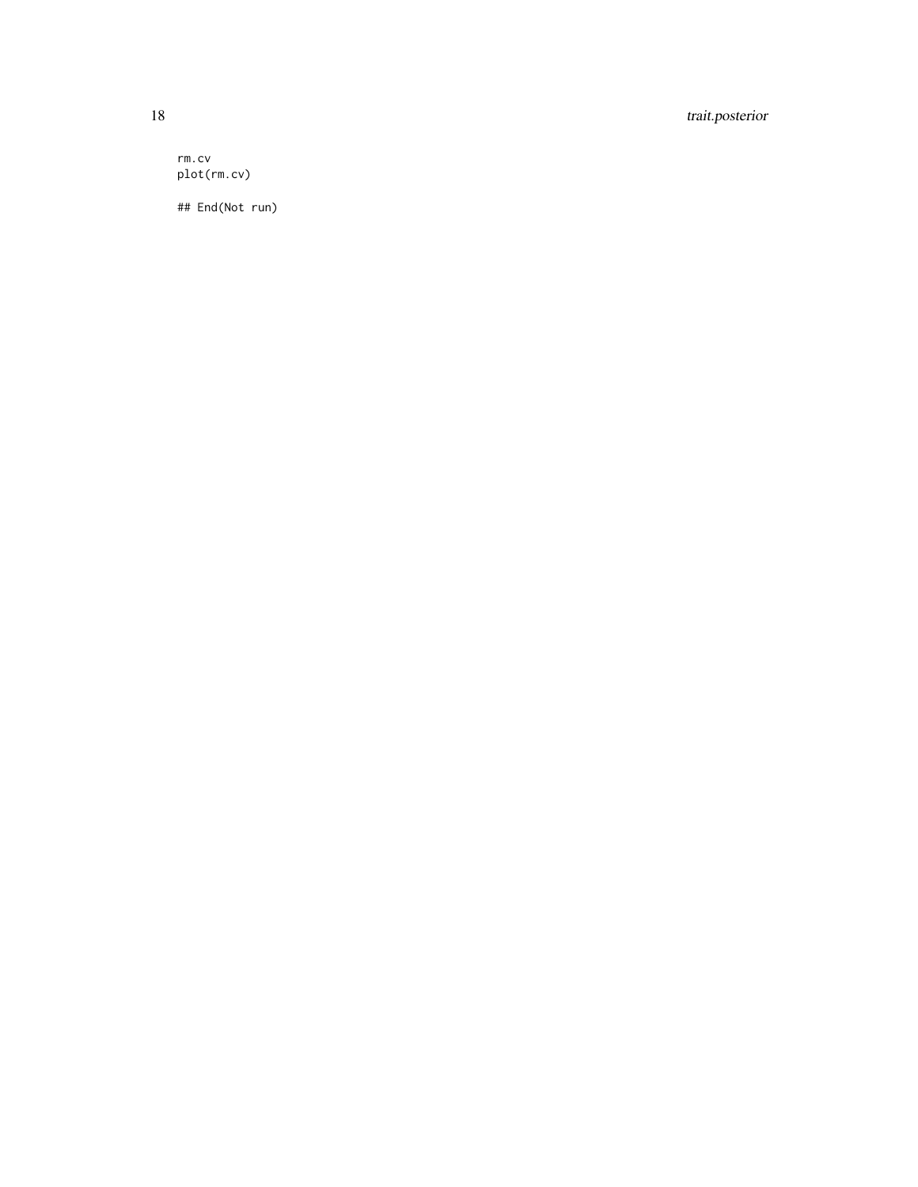```
rm.cv
plot(rm.cv)

## End(Not run)
```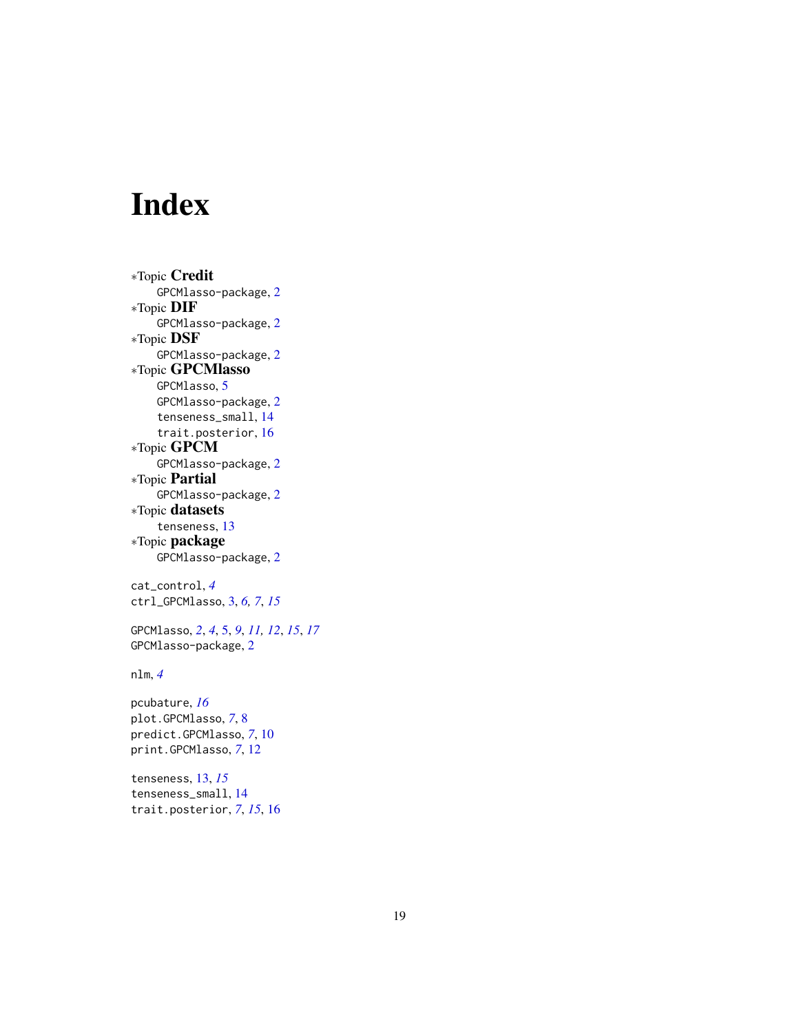# Index

*Topic **Credit**
    GPCMlasso-package, 2
*Topic **DIF**
    GPCMlasso-package, 2
*Topic **DSF**
    GPCMlasso-package, 2
*Topic **GPCMlasso**
    GPCMlasso, 5
    GPCMlasso-package, 2
    tenseness_small, 14
    trait.posterior, 16
*Topic **GPCM**
    GPCMlasso-package, 2
*Topic **Partial**
    GPCMlasso-package, 2
*Topic **datasets**
    tenseness, 13
*Topic **package**
    GPCMlasso-package, 2

cat_control, *4*
ctrl_GPCMlasso, 3, *6, 7*, *15*

GPCMlasso, *2*, *4*, 5, *9*, *11, 12*, *15*, *17*
GPCMlasso-package, 2

nlm, *4*

pcubature, *16*
plot.GPCMlasso, *7*, 8
predict.GPCMlasso, *7*, 10
print.GPCMlasso, *7*, 12

tenseness, 13, *15*
tenseness_small, 14
trait.posterior, *7*, *15*, 16